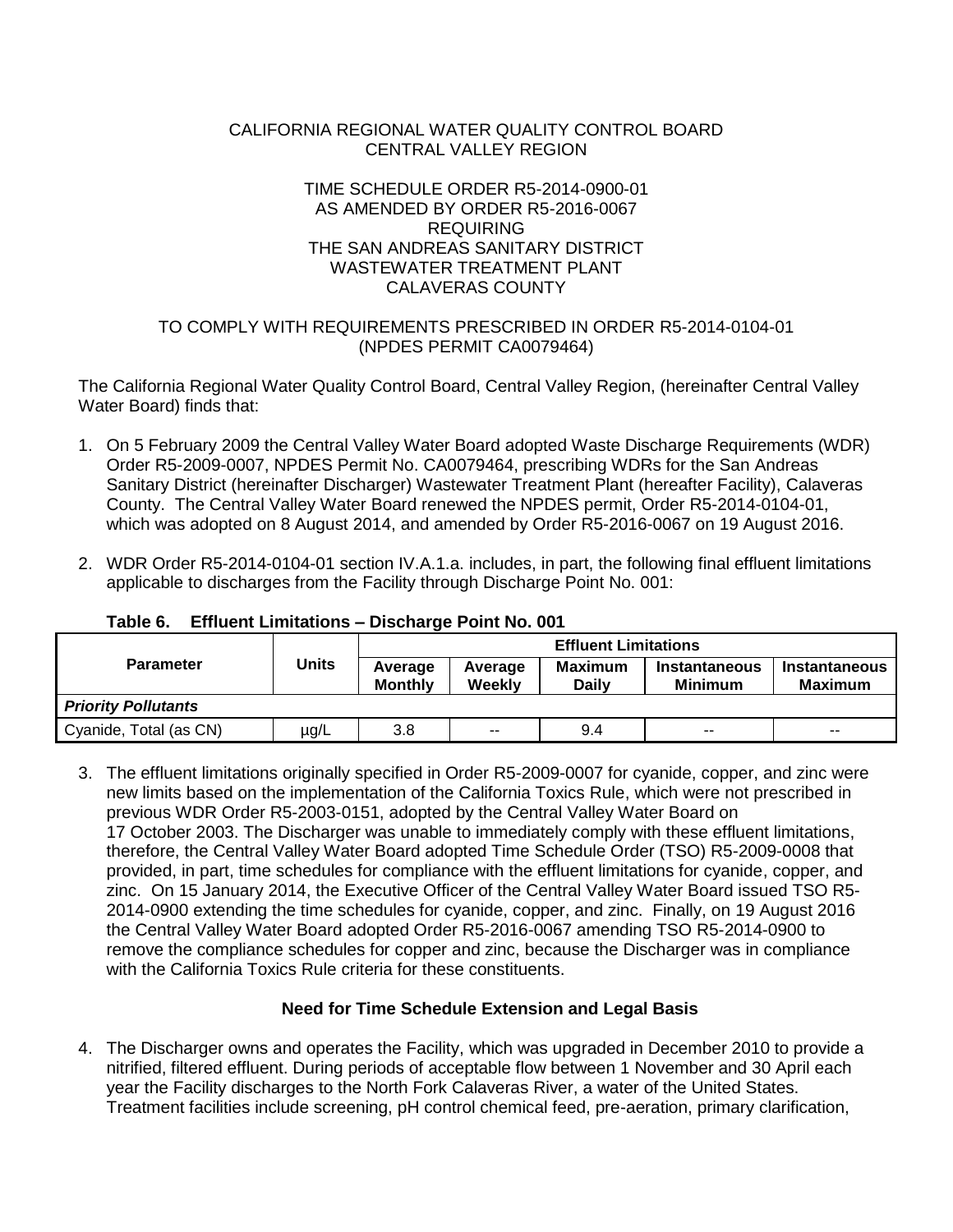CALIFORNIA REGIONAL WATER QUALITY CONTROL BOARD
CENTRAL VALLEY REGION

TIME SCHEDULE ORDER R5-2014-0900-01
AS AMENDED BY ORDER R5-2016-0067
REQUIRING
THE SAN ANDREAS SANITARY DISTRICT
WASTEWATER TREATMENT PLANT
CALAVERAS COUNTY

TO COMPLY WITH REQUIREMENTS PRESCRIBED IN ORDER R5-2014-0104-01
(NPDES PERMIT CA0079464)

The California Regional Water Quality Control Board, Central Valley Region, (hereinafter Central Valley Water Board) finds that:

1. On 5 February 2009 the Central Valley Water Board adopted Waste Discharge Requirements (WDR) Order R5-2009-0007, NPDES Permit No. CA0079464, prescribing WDRs for the San Andreas Sanitary District (hereinafter Discharger) Wastewater Treatment Plant (hereafter Facility), Calaveras County. The Central Valley Water Board renewed the NPDES permit, Order R5-2014-0104-01, which was adopted on 8 August 2014, and amended by Order R5-2016-0067 on 19 August 2016.

2. WDR Order R5-2014-0104-01 section IV.A.1.a. includes, in part, the following final effluent limitations applicable to discharges from the Facility through Discharge Point No. 001:

**Table 6. Effluent Limitations – Discharge Point No. 001**

| Parameter | Units | Effluent Limitations | | | | |
|---|---|---|---|---|---|---|
| | | Average Monthly | Average Weekly | Maximum Daily | Instantaneous Minimum | Instantaneous Maximum |
| ***Priority Pollutants*** | | | | | | |
| Cyanide, Total (as CN) | µg/L | 3.8 | -- | 9.4 | -- | -- |

3. The effluent limitations originally specified in Order R5-2009-0007 for cyanide, copper, and zinc were new limits based on the implementation of the California Toxics Rule, which were not prescribed in previous WDR Order R5-2003-0151, adopted by the Central Valley Water Board on 17 October 2003. The Discharger was unable to immediately comply with these effluent limitations, therefore, the Central Valley Water Board adopted Time Schedule Order (TSO) R5-2009-0008 that provided, in part, time schedules for compliance with the effluent limitations for cyanide, copper, and zinc. On 15 January 2014, the Executive Officer of the Central Valley Water Board issued TSO R5-2014-0900 extending the time schedules for cyanide, copper, and zinc. Finally, on 19 August 2016 the Central Valley Water Board adopted Order R5-2016-0067 amending TSO R5-2014-0900 to remove the compliance schedules for copper and zinc, because the Discharger was in compliance with the California Toxics Rule criteria for these constituents.

### Need for Time Schedule Extension and Legal Basis

4. The Discharger owns and operates the Facility, which was upgraded in December 2010 to provide a nitrified, filtered effluent. During periods of acceptable flow between 1 November and 30 April each year the Facility discharges to the North Fork Calaveras River, a water of the United States. Treatment facilities include screening, pH control chemical feed, pre-aeration, primary clarification,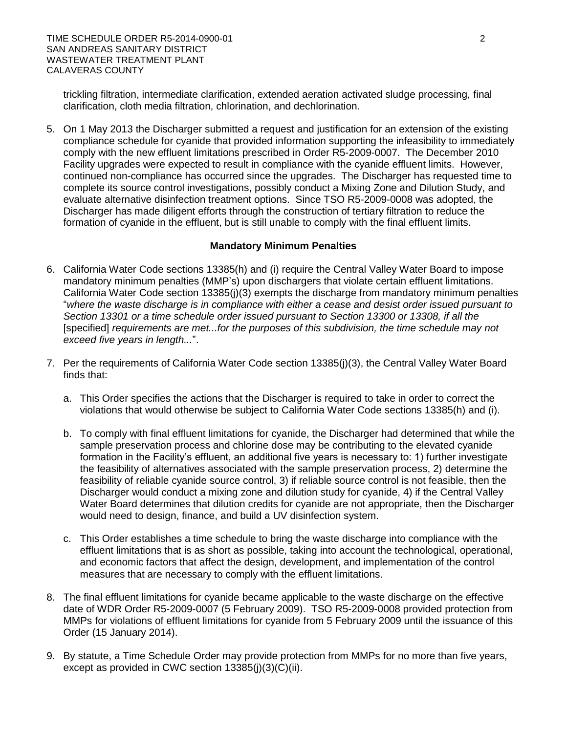trickling filtration, intermediate clarification, extended aeration activated sludge processing, final clarification, cloth media filtration, chlorination, and dechlorination.

5. On 1 May 2013 the Discharger submitted a request and justification for an extension of the existing compliance schedule for cyanide that provided information supporting the infeasibility to immediately comply with the new effluent limitations prescribed in Order R5-2009-0007. The December 2010 Facility upgrades were expected to result in compliance with the cyanide effluent limits. However, continued non-compliance has occurred since the upgrades. The Discharger has requested time to complete its source control investigations, possibly conduct a Mixing Zone and Dilution Study, and evaluate alternative disinfection treatment options. Since TSO R5-2009-0008 was adopted, the Discharger has made diligent efforts through the construction of tertiary filtration to reduce the formation of cyanide in the effluent, but is still unable to comply with the final effluent limits.

### Mandatory Minimum Penalties

6. California Water Code sections 13385(h) and (i) require the Central Valley Water Board to impose mandatory minimum penalties (MMP's) upon dischargers that violate certain effluent limitations. California Water Code section 13385(j)(3) exempts the discharge from mandatory minimum penalties "*where the waste discharge is in compliance with either a cease and desist order issued pursuant to Section 13301 or a time schedule order issued pursuant to Section 13300 or 13308, if all the* [specified] *requirements are met...for the purposes of this subdivision, the time schedule may not exceed five years in length...*".

7. Per the requirements of California Water Code section 13385(j)(3), the Central Valley Water Board finds that:

   a. This Order specifies the actions that the Discharger is required to take in order to correct the violations that would otherwise be subject to California Water Code sections 13385(h) and (i).

   b. To comply with final effluent limitations for cyanide, the Discharger had determined that while the sample preservation process and chlorine dose may be contributing to the elevated cyanide formation in the Facility's effluent, an additional five years is necessary to: 1) further investigate the feasibility of alternatives associated with the sample preservation process, 2) determine the feasibility of reliable cyanide source control, 3) if reliable source control is not feasible, then the Discharger would conduct a mixing zone and dilution study for cyanide, 4) if the Central Valley Water Board determines that dilution credits for cyanide are not appropriate, then the Discharger would need to design, finance, and build a UV disinfection system.

   c. This Order establishes a time schedule to bring the waste discharge into compliance with the effluent limitations that is as short as possible, taking into account the technological, operational, and economic factors that affect the design, development, and implementation of the control measures that are necessary to comply with the effluent limitations.

8. The final effluent limitations for cyanide became applicable to the waste discharge on the effective date of WDR Order R5-2009-0007 (5 February 2009). TSO R5-2009-0008 provided protection from MMPs for violations of effluent limitations for cyanide from 5 February 2009 until the issuance of this Order (15 January 2014).

9. By statute, a Time Schedule Order may provide protection from MMPs for no more than five years, except as provided in CWC section 13385(j)(3)(C)(ii).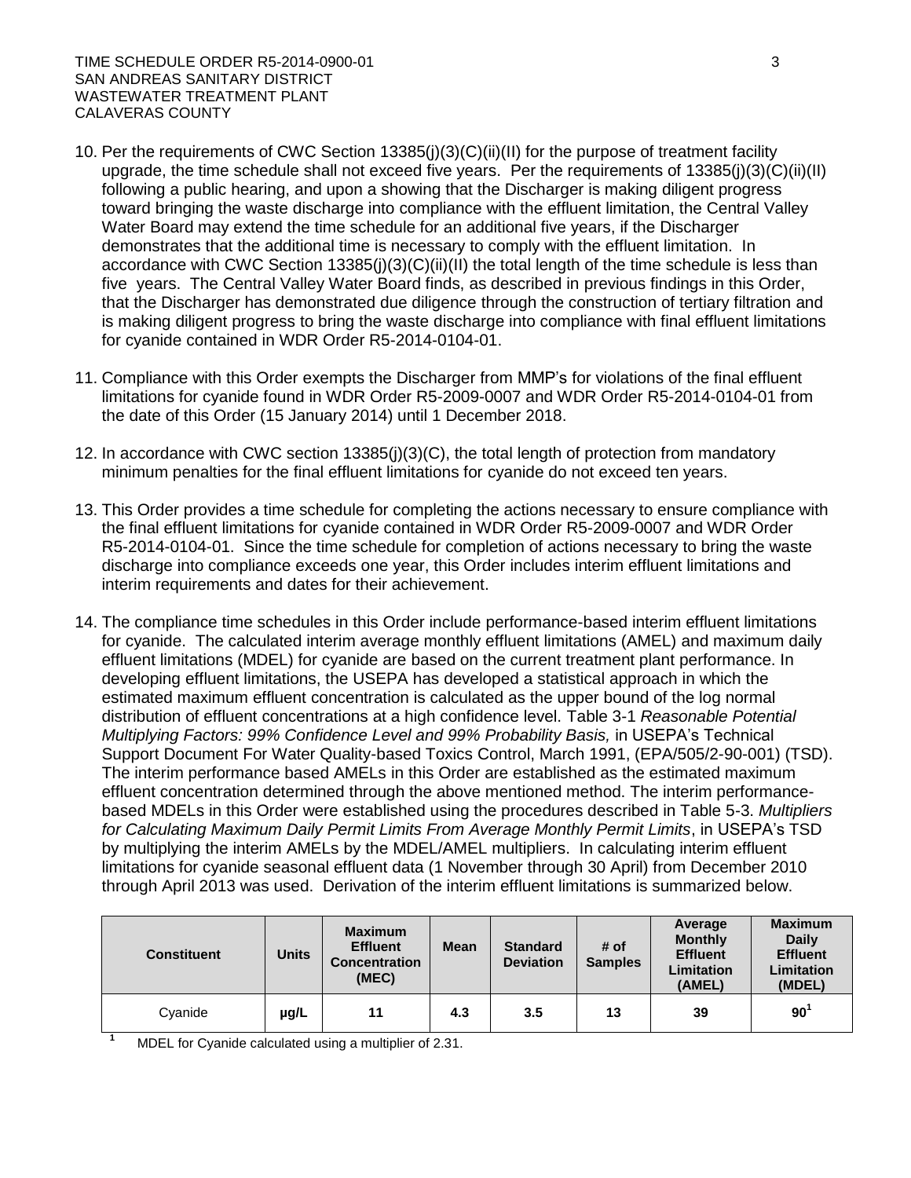10. Per the requirements of CWC Section 13385(j)(3)(C)(ii)(II) for the purpose of treatment facility upgrade, the time schedule shall not exceed five years. Per the requirements of 13385(j)(3)(C)(ii)(II) following a public hearing, and upon a showing that the Discharger is making diligent progress toward bringing the waste discharge into compliance with the effluent limitation, the Central Valley Water Board may extend the time schedule for an additional five years, if the Discharger demonstrates that the additional time is necessary to comply with the effluent limitation. In accordance with CWC Section 13385(j)(3)(C)(ii)(II) the total length of the time schedule is less than five years. The Central Valley Water Board finds, as described in previous findings in this Order, that the Discharger has demonstrated due diligence through the construction of tertiary filtration and is making diligent progress to bring the waste discharge into compliance with final effluent limitations for cyanide contained in WDR Order R5-2014-0104-01.

11. Compliance with this Order exempts the Discharger from MMP's for violations of the final effluent limitations for cyanide found in WDR Order R5-2009-0007 and WDR Order R5-2014-0104-01 from the date of this Order (15 January 2014) until 1 December 2018.

12. In accordance with CWC section 13385(j)(3)(C), the total length of protection from mandatory minimum penalties for the final effluent limitations for cyanide do not exceed ten years.

13. This Order provides a time schedule for completing the actions necessary to ensure compliance with the final effluent limitations for cyanide contained in WDR Order R5-2009-0007 and WDR Order R5-2014-0104-01. Since the time schedule for completion of actions necessary to bring the waste discharge into compliance exceeds one year, this Order includes interim effluent limitations and interim requirements and dates for their achievement.

14. The compliance time schedules in this Order include performance-based interim effluent limitations for cyanide. The calculated interim average monthly effluent limitations (AMEL) and maximum daily effluent limitations (MDEL) for cyanide are based on the current treatment plant performance. In developing effluent limitations, the USEPA has developed a statistical approach in which the estimated maximum effluent concentration is calculated as the upper bound of the log normal distribution of effluent concentrations at a high confidence level. Table 3-1 *Reasonable Potential Multiplying Factors: 99% Confidence Level and 99% Probability Basis,* in USEPA's Technical Support Document For Water Quality-based Toxics Control, March 1991, (EPA/505/2-90-001) (TSD). The interim performance based AMELs in this Order are established as the estimated maximum effluent concentration determined through the above mentioned method. The interim performance-based MDELs in this Order were established using the procedures described in Table 5-3. *Multipliers for Calculating Maximum Daily Permit Limits From Average Monthly Permit Limits*, in USEPA's TSD by multiplying the interim AMELs by the MDEL/AMEL multipliers. In calculating interim effluent limitations for cyanide seasonal effluent data (1 November through 30 April) from December 2010 through April 2013 was used. Derivation of the interim effluent limitations is summarized below.

| Constituent | Units | Maximum Effluent Concentration (MEC) | Mean | Standard Deviation | # of Samples | Average Monthly Effluent Limitation (AMEL) | Maximum Daily Effluent Limitation (MDEL) |
|---|---|---|---|---|---|---|---|
| Cyanide | **µg/L** | **11** | **4.3** | **3.5** | **13** | **39** | **90**[1] |

[1] MDEL for Cyanide calculated using a multiplier of 2.31.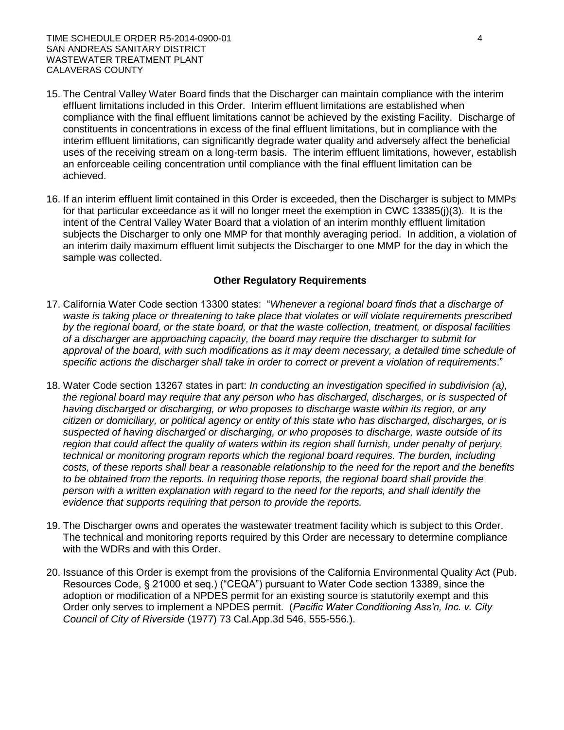15. The Central Valley Water Board finds that the Discharger can maintain compliance with the interim effluent limitations included in this Order. Interim effluent limitations are established when compliance with the final effluent limitations cannot be achieved by the existing Facility. Discharge of constituents in concentrations in excess of the final effluent limitations, but in compliance with the interim effluent limitations, can significantly degrade water quality and adversely affect the beneficial uses of the receiving stream on a long-term basis. The interim effluent limitations, however, establish an enforceable ceiling concentration until compliance with the final effluent limitation can be achieved.

16. If an interim effluent limit contained in this Order is exceeded, then the Discharger is subject to MMPs for that particular exceedance as it will no longer meet the exemption in CWC 13385(j)(3). It is the intent of the Central Valley Water Board that a violation of an interim monthly effluent limitation subjects the Discharger to only one MMP for that monthly averaging period. In addition, a violation of an interim daily maximum effluent limit subjects the Discharger to one MMP for the day in which the sample was collected.

**Other Regulatory Requirements**

17. California Water Code section 13300 states: "*Whenever a regional board finds that a discharge of waste is taking place or threatening to take place that violates or will violate requirements prescribed by the regional board, or the state board, or that the waste collection, treatment, or disposal facilities of a discharger are approaching capacity, the board may require the discharger to submit for approval of the board, with such modifications as it may deem necessary, a detailed time schedule of specific actions the discharger shall take in order to correct or prevent a violation of requirements*."

18. Water Code section 13267 states in part: *In conducting an investigation specified in subdivision (a), the regional board may require that any person who has discharged, discharges, or is suspected of having discharged or discharging, or who proposes to discharge waste within its region, or any citizen or domiciliary, or political agency or entity of this state who has discharged, discharges, or is suspected of having discharged or discharging, or who proposes to discharge, waste outside of its region that could affect the quality of waters within its region shall furnish, under penalty of perjury, technical or monitoring program reports which the regional board requires. The burden, including costs, of these reports shall bear a reasonable relationship to the need for the report and the benefits to be obtained from the reports. In requiring those reports, the regional board shall provide the person with a written explanation with regard to the need for the reports, and shall identify the evidence that supports requiring that person to provide the reports.*

19. The Discharger owns and operates the wastewater treatment facility which is subject to this Order. The technical and monitoring reports required by this Order are necessary to determine compliance with the WDRs and with this Order.

20. Issuance of this Order is exempt from the provisions of the California Environmental Quality Act (Pub. Resources Code, § 21000 et seq.) ("CEQA") pursuant to Water Code section 13389, since the adoption or modification of a NPDES permit for an existing source is statutorily exempt and this Order only serves to implement a NPDES permit. (*Pacific Water Conditioning Ass'n, Inc. v. City Council of City of Riverside* (1977) 73 Cal.App.3d 546, 555-556.).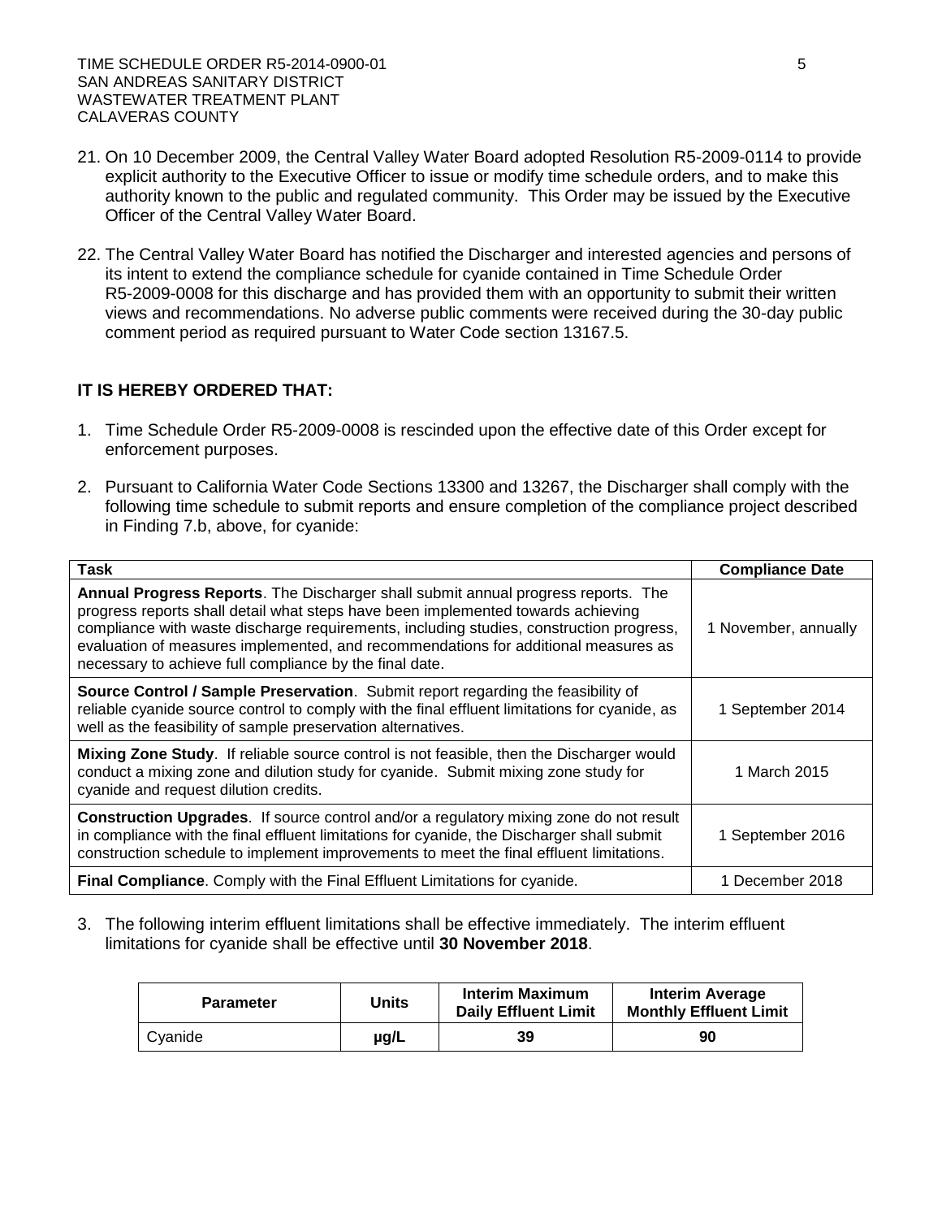21. On 10 December 2009, the Central Valley Water Board adopted Resolution R5-2009-0114 to provide explicit authority to the Executive Officer to issue or modify time schedule orders, and to make this authority known to the public and regulated community. This Order may be issued by the Executive Officer of the Central Valley Water Board.

22. The Central Valley Water Board has notified the Discharger and interested agencies and persons of its intent to extend the compliance schedule for cyanide contained in Time Schedule Order R5-2009-0008 for this discharge and has provided them with an opportunity to submit their written views and recommendations. No adverse public comments were received during the 30-day public comment period as required pursuant to Water Code section 13167.5.

**IT IS HEREBY ORDERED THAT:**

1. Time Schedule Order R5-2009-0008 is rescinded upon the effective date of this Order except for enforcement purposes.

2. Pursuant to California Water Code Sections 13300 and 13267, the Discharger shall comply with the following time schedule to submit reports and ensure completion of the compliance project described in Finding 7.b, above, for cyanide:

| Task | Compliance Date |
|---|---|
| **Annual Progress Reports**. The Discharger shall submit annual progress reports. The progress reports shall detail what steps have been implemented towards achieving compliance with waste discharge requirements, including studies, construction progress, evaluation of measures implemented, and recommendations for additional measures as necessary to achieve full compliance by the final date. | 1 November, annually |
| **Source Control / Sample Preservation**. Submit report regarding the feasibility of reliable cyanide source control to comply with the final effluent limitations for cyanide, as well as the feasibility of sample preservation alternatives. | 1 September 2014 |
| **Mixing Zone Study**. If reliable source control is not feasible, then the Discharger would conduct a mixing zone and dilution study for cyanide. Submit mixing zone study for cyanide and request dilution credits. | 1 March 2015 |
| **Construction Upgrades**. If source control and/or a regulatory mixing zone do not result in compliance with the final effluent limitations for cyanide, the Discharger shall submit construction schedule to implement improvements to meet the final effluent limitations. | 1 September 2016 |
| **Final Compliance**. Comply with the Final Effluent Limitations for cyanide. | 1 December 2018 |

3. The following interim effluent limitations shall be effective immediately. The interim effluent limitations for cyanide shall be effective until **30 November 2018**.

| Parameter | Units | Interim Maximum Daily Effluent Limit | Interim Average Monthly Effluent Limit |
|---|---|---|---|
| Cyanide | **µg/L** | **39** | **90** |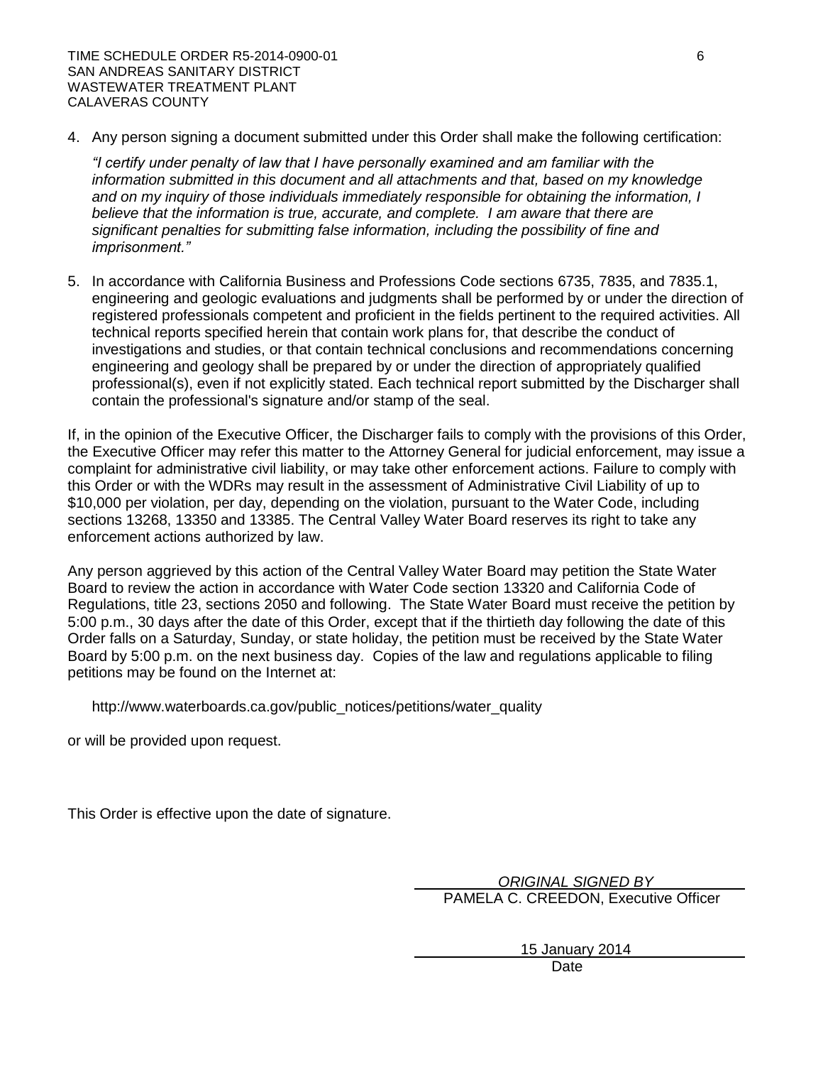4. Any person signing a document submitted under this Order shall make the following certification:

   *"I certify under penalty of law that I have personally examined and am familiar with the information submitted in this document and all attachments and that, based on my knowledge and on my inquiry of those individuals immediately responsible for obtaining the information, I believe that the information is true, accurate, and complete. I am aware that there are significant penalties for submitting false information, including the possibility of fine and imprisonment."*

5. In accordance with California Business and Professions Code sections 6735, 7835, and 7835.1, engineering and geologic evaluations and judgments shall be performed by or under the direction of registered professionals competent and proficient in the fields pertinent to the required activities. All technical reports specified herein that contain work plans for, that describe the conduct of investigations and studies, or that contain technical conclusions and recommendations concerning engineering and geology shall be prepared by or under the direction of appropriately qualified professional(s), even if not explicitly stated. Each technical report submitted by the Discharger shall contain the professional's signature and/or stamp of the seal.

If, in the opinion of the Executive Officer, the Discharger fails to comply with the provisions of this Order, the Executive Officer may refer this matter to the Attorney General for judicial enforcement, may issue a complaint for administrative civil liability, or may take other enforcement actions. Failure to comply with this Order or with the WDRs may result in the assessment of Administrative Civil Liability of up to $10,000 per violation, per day, depending on the violation, pursuant to the Water Code, including sections 13268, 13350 and 13385. The Central Valley Water Board reserves its right to take any enforcement actions authorized by law.

Any person aggrieved by this action of the Central Valley Water Board may petition the State Water Board to review the action in accordance with Water Code section 13320 and California Code of Regulations, title 23, sections 2050 and following. The State Water Board must receive the petition by 5:00 p.m., 30 days after the date of this Order, except that if the thirtieth day following the date of this Order falls on a Saturday, Sunday, or state holiday, the petition must be received by the State Water Board by 5:00 p.m. on the next business day. Copies of the law and regulations applicable to filing petitions may be found on the Internet at:

http://www.waterboards.ca.gov/public_notices/petitions/water_quality

or will be provided upon request.

This Order is effective upon the date of signature.

*ORIGINAL SIGNED BY*
PAMELA C. CREEDON, Executive Officer

15 January 2014
Date